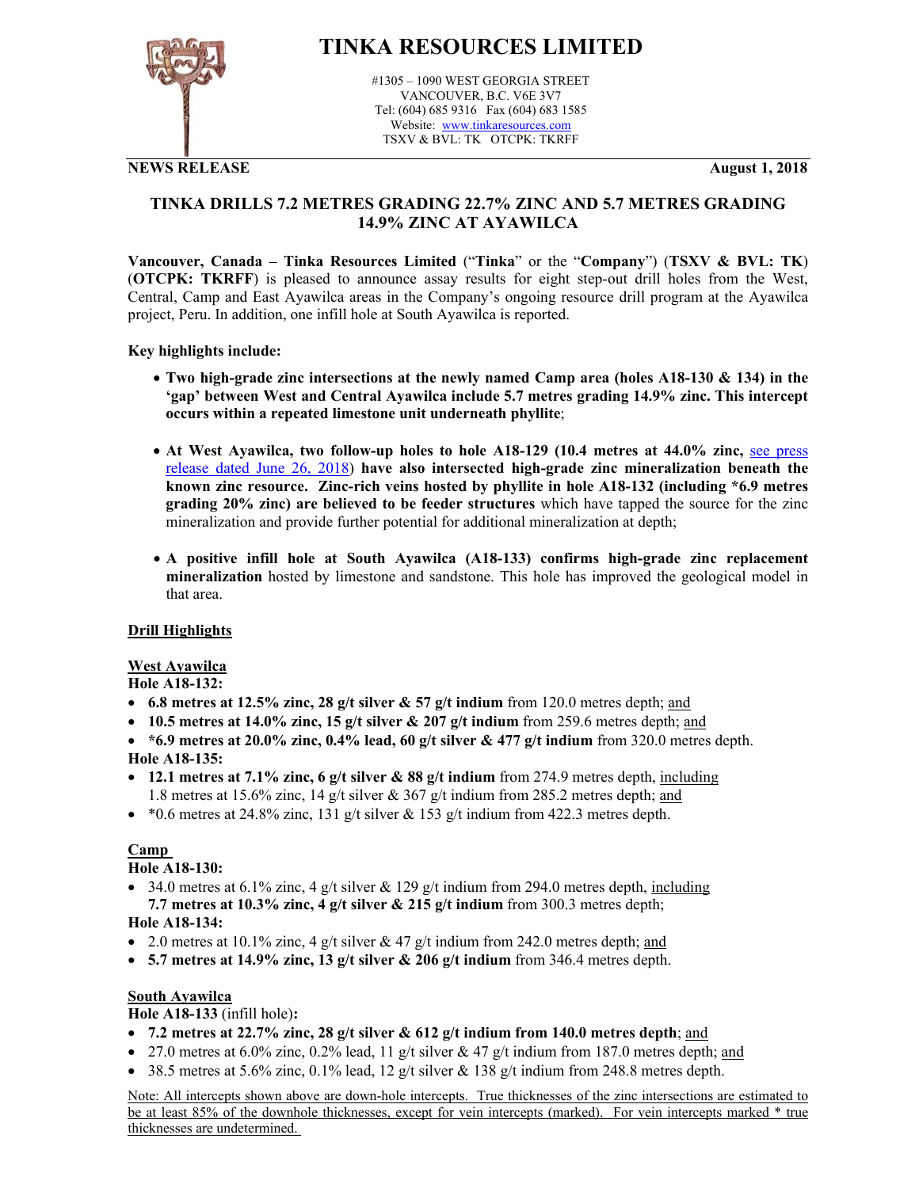# TINKA RESOURCES LIMITED

#1305 – 1090 WEST GEORGIA STREET
VANCOUVER, B.C. V6E 3V7
Tel: (604) 685 9316 Fax (604) 683 1585
Website: www.tinkaresources.com
TSXV & BVL: TK OTCPK: TKRFF

**NEWS RELEASE** **August 1, 2018**

## TINKA DRILLS 7.2 METRES GRADING 22.7% ZINC AND 5.7 METRES GRADING 14.9% ZINC AT AYAWILCA

**Vancouver, Canada – Tinka Resources Limited** ("**Tinka**" or the "**Company**") (**TSXV & BVL: TK**) (**OTCPK: TKRFF**) is pleased to announce assay results for eight step-out drill holes from the West, Central, Camp and East Ayawilca areas in the Company's ongoing resource drill program at the Ayawilca project, Peru. In addition, one infill hole at South Ayawilca is reported.

**Key highlights include:**

- **Two high-grade zinc intersections at the newly named Camp area (holes A18-130 & 134) in the 'gap' between West and Central Ayawilca include 5.7 metres grading 14.9% zinc. This intercept occurs within a repeated limestone unit underneath phyllite**;
- **At West Ayawilca, two follow-up holes to hole A18-129 (10.4 metres at 44.0% zinc,** see press release dated June 26, 2018**) have also intersected high-grade zinc mineralization beneath the known zinc resource. Zinc-rich veins hosted by phyllite in hole A18-132 (including *6.9 metres grading 20% zinc) are believed to be feeder structures** which have tapped the source for the zinc mineralization and provide further potential for additional mineralization at depth;
- **A positive infill hole at South Ayawilca (A18-133) confirms high-grade zinc replacement mineralization** hosted by limestone and sandstone. This hole has improved the geological model in that area.

### Drill Highlights

#### West Ayawilca

**Hole A18-132:**

- **6.8 metres at 12.5% zinc, 28 g/t silver & 57 g/t indium** from 120.0 metres depth; and
- **10.5 metres at 14.0% zinc, 15 g/t silver & 207 g/t indium** from 259.6 metres depth; and
- **\*6.9 metres at 20.0% zinc, 0.4% lead, 60 g/t silver & 477 g/t indium** from 320.0 metres depth.

**Hole A18-135:**

- **12.1 metres at 7.1% zinc, 6 g/t silver & 88 g/t indium** from 274.9 metres depth, including 1.8 metres at 15.6% zinc, 14 g/t silver & 367 g/t indium from 285.2 metres depth; and
- *0.6 metres at 24.8% zinc, 131 g/t silver & 153 g/t indium from 422.3 metres depth.

#### Camp

**Hole A18-130:**

- 34.0 metres at 6.1% zinc, 4 g/t silver & 129 g/t indium from 294.0 metres depth, including **7.7 metres at 10.3% zinc, 4 g/t silver & 215 g/t indium** from 300.3 metres depth;

**Hole A18-134:**

- 2.0 metres at 10.1% zinc, 4 g/t silver & 47 g/t indium from 242.0 metres depth; and
- **5.7 metres at 14.9% zinc, 13 g/t silver & 206 g/t indium** from 346.4 metres depth.

#### South Ayawilca

**Hole A18-133** (infill hole)**:**

- **7.2 metres at 22.7% zinc, 28 g/t silver & 612 g/t indium from 140.0 metres depth**; and
- 27.0 metres at 6.0% zinc, 0.2% lead, 11 g/t silver & 47 g/t indium from 187.0 metres depth; and
- 38.5 metres at 5.6% zinc, 0.1% lead, 12 g/t silver & 138 g/t indium from 248.8 metres depth.

Note: All intercepts shown above are down-hole intercepts. True thicknesses of the zinc intersections are estimated to be at least 85% of the downhole thicknesses, except for vein intercepts (marked). For vein intercepts marked * true thicknesses are undetermined.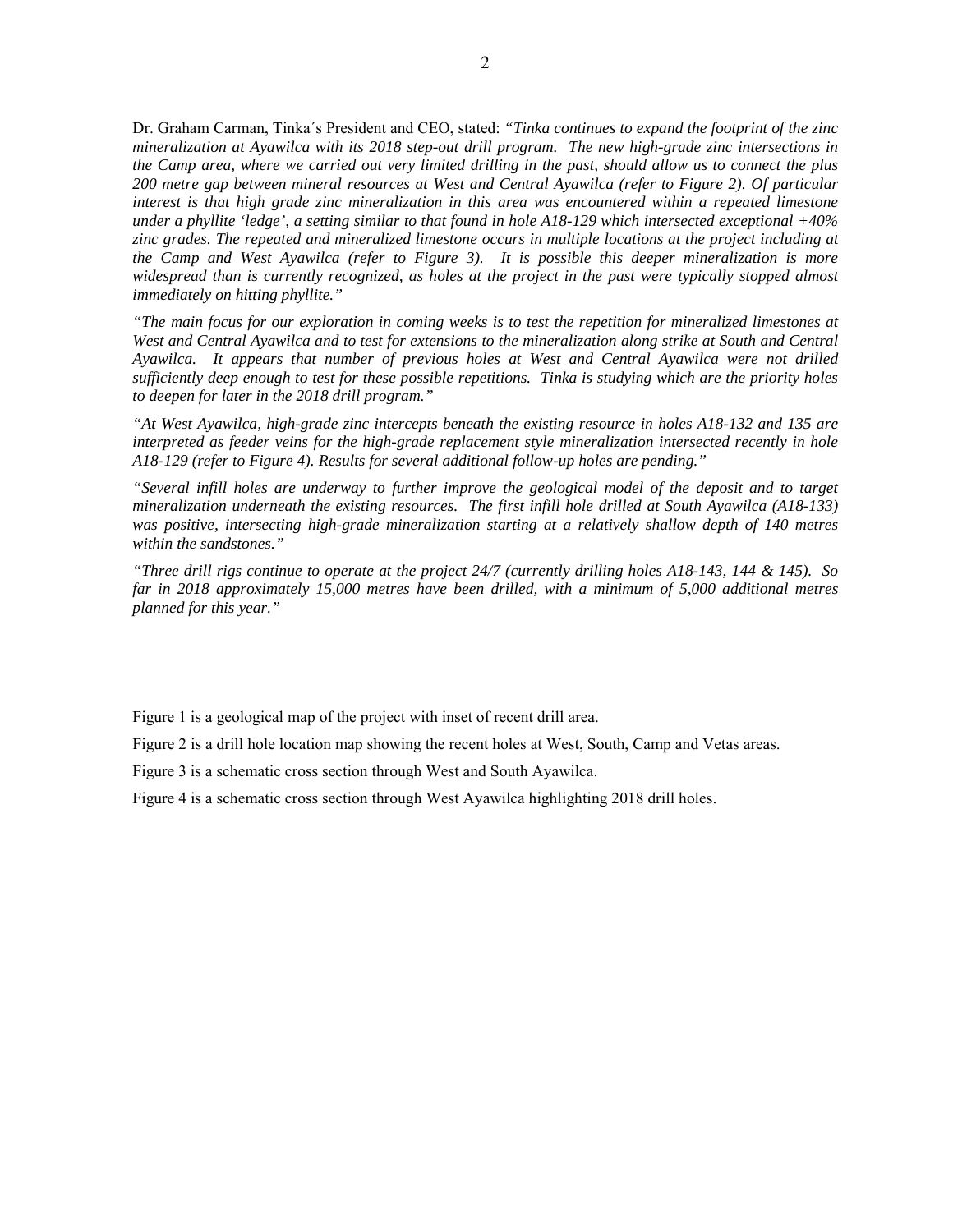Dr. Graham Carman, Tinka´s President and CEO, stated: *"Tinka continues to expand the footprint of the zinc mineralization at Ayawilca with its 2018 step-out drill program. The new high-grade zinc intersections in the Camp area, where we carried out very limited drilling in the past, should allow us to connect the plus 200 metre gap between mineral resources at West and Central Ayawilca (refer to Figure 2). Of particular interest is that high grade zinc mineralization in this area was encountered within a repeated limestone under a phyllite 'ledge', a setting similar to that found in hole A18-129 which intersected exceptional +40% zinc grades. The repeated and mineralized limestone occurs in multiple locations at the project including at the Camp and West Ayawilca (refer to Figure 3). It is possible this deeper mineralization is more widespread than is currently recognized, as holes at the project in the past were typically stopped almost immediately on hitting phyllite."*

*"The main focus for our exploration in coming weeks is to test the repetition for mineralized limestones at West and Central Ayawilca and to test for extensions to the mineralization along strike at South and Central Ayawilca. It appears that number of previous holes at West and Central Ayawilca were not drilled sufficiently deep enough to test for these possible repetitions. Tinka is studying which are the priority holes to deepen for later in the 2018 drill program."*

*"At West Ayawilca, high-grade zinc intercepts beneath the existing resource in holes A18-132 and 135 are interpreted as feeder veins for the high-grade replacement style mineralization intersected recently in hole A18-129 (refer to Figure 4). Results for several additional follow-up holes are pending."*

*"Several infill holes are underway to further improve the geological model of the deposit and to target mineralization underneath the existing resources. The first infill hole drilled at South Ayawilca (A18-133) was positive, intersecting high-grade mineralization starting at a relatively shallow depth of 140 metres within the sandstones."*

*"Three drill rigs continue to operate at the project 24/7 (currently drilling holes A18-143, 144 & 145). So far in 2018 approximately 15,000 metres have been drilled, with a minimum of 5,000 additional metres planned for this year."*

Figure 1 is a geological map of the project with inset of recent drill area.

Figure 2 is a drill hole location map showing the recent holes at West, South, Camp and Vetas areas.

Figure 3 is a schematic cross section through West and South Ayawilca.

Figure 4 is a schematic cross section through West Ayawilca highlighting 2018 drill holes.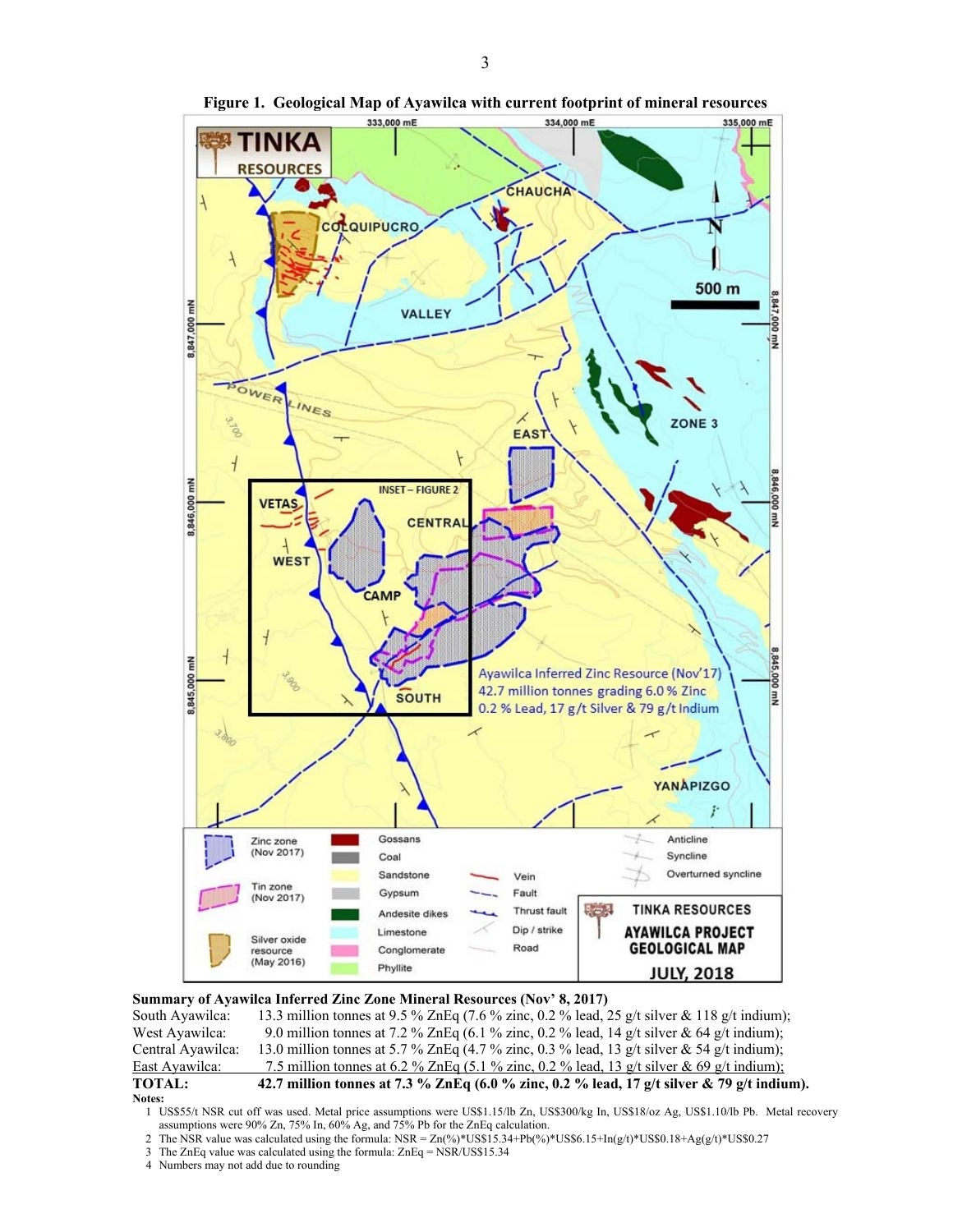**Figure 1. Geological Map of Ayawilca with current footprint of mineral resources**

**Summary of Ayawilca Inferred Zinc Zone Mineral Resources (Nov' 8, 2017)**

| | |
|---|---|
| South Ayawilca: | 13.3 million tonnes at 9.5 % ZnEq (7.6 % zinc, 0.2 % lead, 25 g/t silver & 118 g/t indium); |
| West Ayawilca: | 9.0 million tonnes at 7.2 % ZnEq (6.1 % zinc, 0.2 % lead, 14 g/t silver & 64 g/t indium); |
| Central Ayawilca: | 13.0 million tonnes at 5.7 % ZnEq (4.7 % zinc, 0.3 % lead, 13 g/t silver & 54 g/t indium); |
| East Ayawilca: | 7.5 million tonnes at 6.2 % ZnEq (5.1 % zinc, 0.2 % lead, 13 g/t silver & 69 g/t indium); |
| **TOTAL:** | **42.7 million tonnes at 7.3 % ZnEq (6.0 % zinc, 0.2 % lead, 17 g/t silver & 79 g/t indium).** |

**Notes:**

1. US$55/t NSR cut off was used. Metal price assumptions were US$1.15/lb Zn, US$300/kg In, US$18/oz Ag, US$1.10/lb Pb. Metal recovery assumptions were 90% Zn, 75% In, 60% Ag, and 75% Pb for the ZnEq calculation.
2. The NSR value was calculated using the formula: NSR = Zn(%)*US$15.34+Pb(%)*US$6.15+In(g/t)*US$0.18+Ag(g/t)*US$0.27
3. The ZnEq value was calculated using the formula: ZnEq = NSR/US$15.34
4. Numbers may not add due to rounding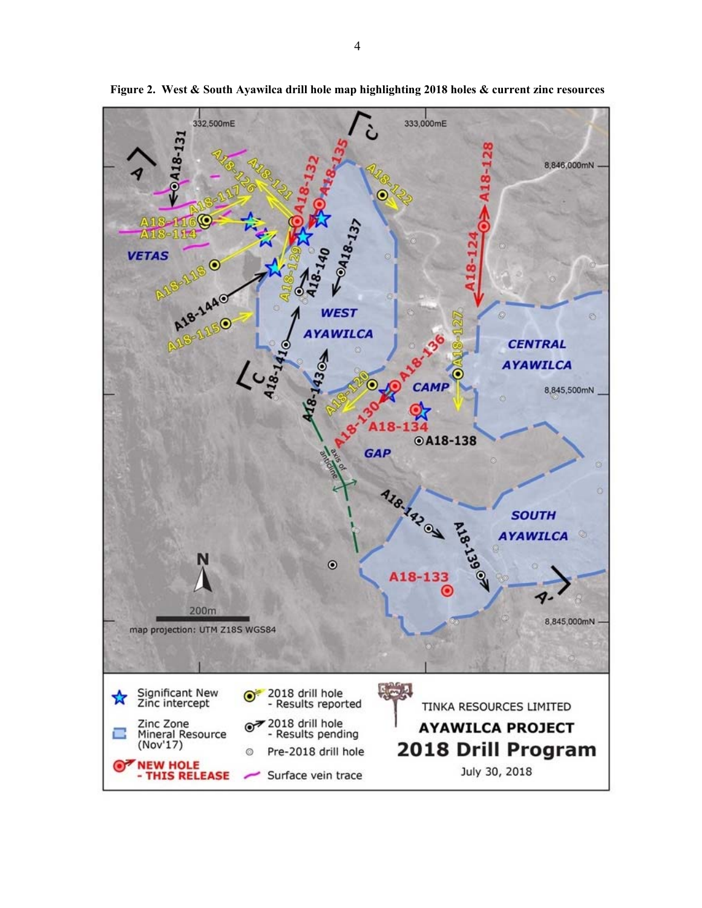**Figure 2. West & South Ayawilca drill hole map highlighting 2018 holes & current zinc resources**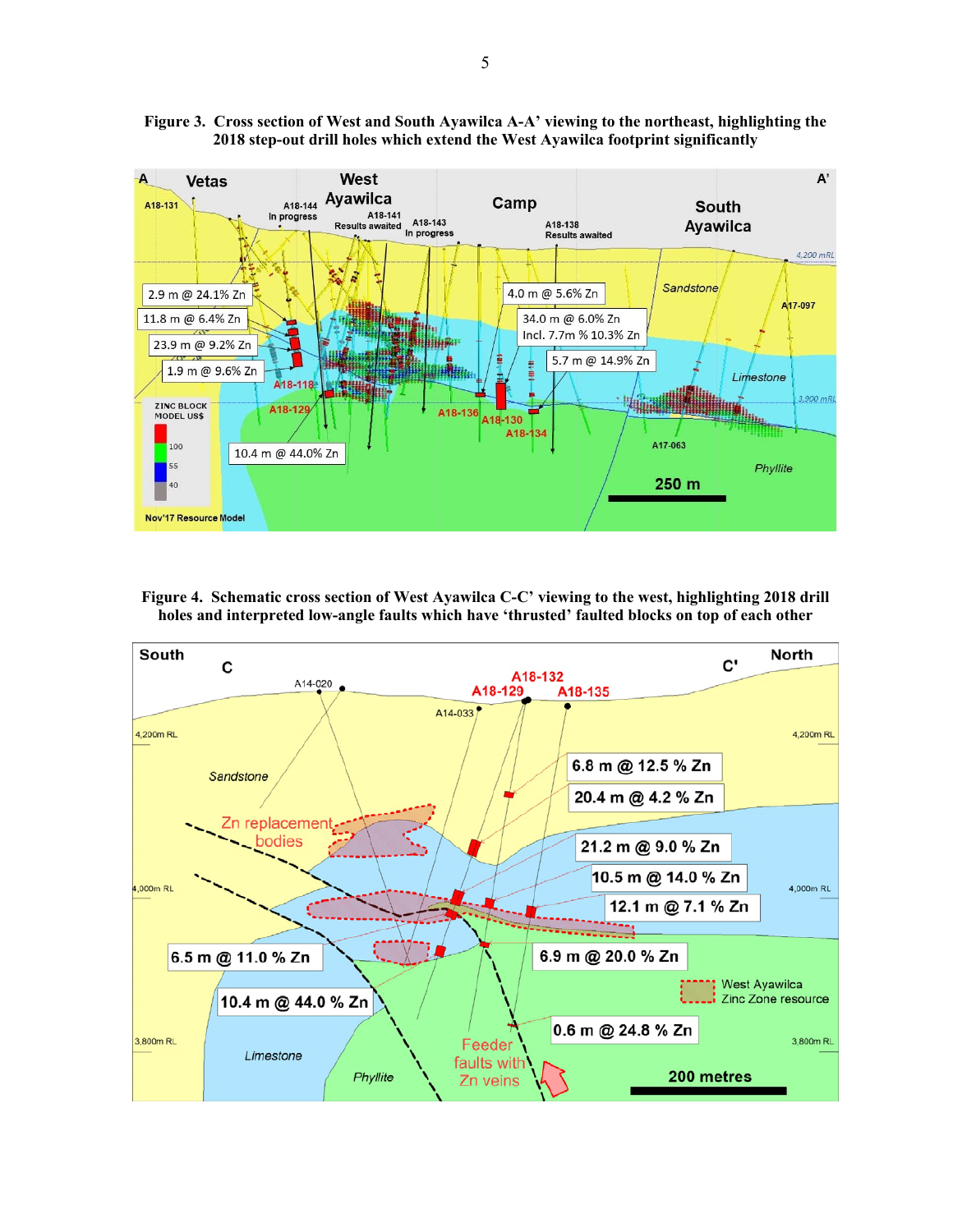**Figure 3. Cross section of West and South Ayawilca A-A' viewing to the northeast, highlighting the 2018 step-out drill holes which extend the West Ayawilca footprint significantly**

**Figure 4. Schematic cross section of West Ayawilca C-C' viewing to the west, highlighting 2018 drill holes and interpreted low-angle faults which have 'thrusted' faulted blocks on top of each other**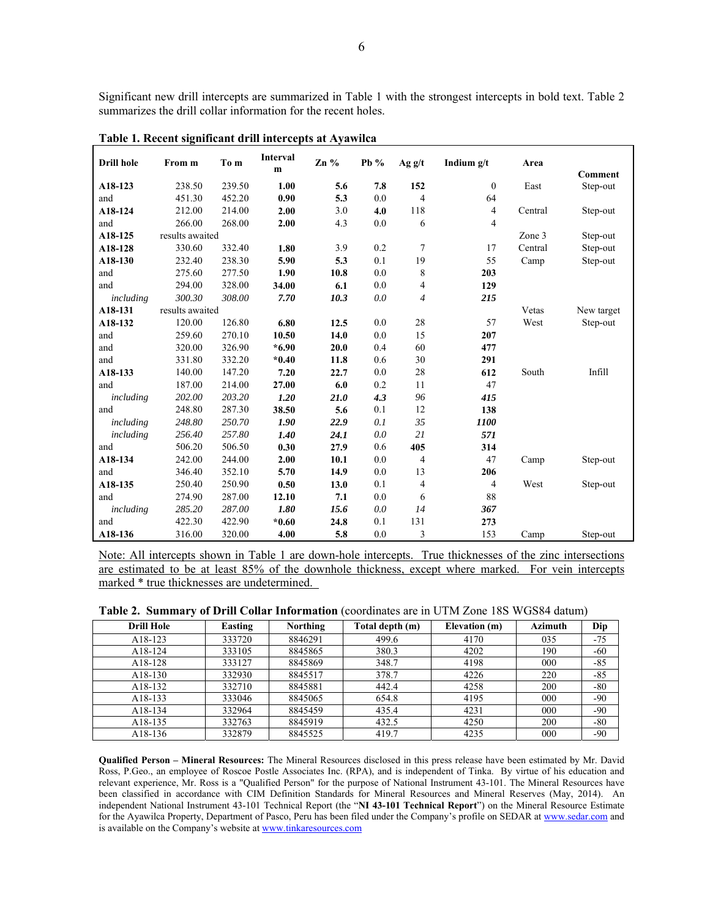Significant new drill intercepts are summarized in Table 1 with the strongest intercepts in bold text. Table 2 summarizes the drill collar information for the recent holes.

**Table 1. Recent significant drill intercepts at Ayawilca**

| Drill hole | From m | To m | Interval m | Zn % | Pb % | Ag g/t | Indium g/t | Area | Comment |
|---|---|---|---|---|---|---|---|---|---|
| **A18-123** | 238.50 | 239.50 | **1.00** | **5.6** | **7.8** | **152** | 0 | East | Step-out |
| and | 451.30 | 452.20 | **0.90** | **5.3** | 0.0 | 4 | 64 | | |
| **A18-124** | 212.00 | 214.00 | **2.00** | 3.0 | **4.0** | 118 | 4 | Central | Step-out |
| and | 266.00 | 268.00 | **2.00** | 4.3 | 0.0 | 6 | 4 | | |
| **A18-125** | results awaited | | | | | | | Zone 3 | Step-out |
| **A18-128** | 330.60 | 332.40 | **1.80** | 3.9 | 0.2 | 7 | 17 | Central | Step-out |
| **A18-130** | 232.40 | 238.30 | **5.90** | **5.3** | 0.1 | 19 | 55 | Camp | Step-out |
| and | 275.60 | 277.50 | **1.90** | **10.8** | 0.0 | 8 | **203** | | |
| and | 294.00 | 328.00 | **34.00** | **6.1** | 0.0 | 4 | **129** | | |
| *including* | *300.30* | *308.00* | ***7.70*** | ***10.3*** | *0.0* | *4* | ***215*** | | |
| **A18-131** | results awaited | | | | | | | Vetas | New target |
| **A18-132** | 120.00 | 126.80 | **6.80** | **12.5** | 0.0 | 28 | 57 | West | Step-out |
| and | 259.60 | 270.10 | **10.50** | **14.0** | 0.0 | 15 | **207** | | |
| and | 320.00 | 326.90 | **\*6.90** | **20.0** | 0.4 | 60 | **477** | | |
| and | 331.80 | 332.20 | **\*0.40** | **11.8** | 0.6 | 30 | **291** | | |
| **A18-133** | 140.00 | 147.20 | **7.20** | **22.7** | 0.0 | 28 | **612** | South | Infill |
| and | 187.00 | 214.00 | **27.00** | **6.0** | 0.2 | 11 | 47 | | |
| *including* | *202.00* | *203.20* | ***1.20*** | ***21.0*** | ***4.3*** | *96* | ***415*** | | |
| and | 248.80 | 287.30 | **38.50** | **5.6** | 0.1 | 12 | **138** | | |
| *including* | *248.80* | *250.70* | ***1.90*** | ***22.9*** | *0.1* | *35* | ***1100*** | | |
| *including* | *256.40* | *257.80* | ***1.40*** | ***24.1*** | *0.0* | *21* | ***571*** | | |
| and | 506.20 | 506.50 | **0.30** | **27.9** | 0.6 | **405** | **314** | | |
| **A18-134** | 242.00 | 244.00 | **2.00** | **10.1** | 0.0 | 4 | 47 | Camp | Step-out |
| and | 346.40 | 352.10 | **5.70** | **14.9** | 0.0 | 13 | **206** | | |
| **A18-135** | 250.40 | 250.90 | **0.50** | **13.0** | 0.1 | 4 | 4 | West | Step-out |
| and | 274.90 | 287.00 | **12.10** | **7.1** | 0.0 | 6 | 88 | | |
| *including* | *285.20* | *287.00* | ***1.80*** | ***15.6*** | *0.0* | *14* | ***367*** | | |
| and | 422.30 | 422.90 | **\*0.60** | **24.8** | 0.1 | 131 | **273** | | |
| **A18-136** | 316.00 | 320.00 | **4.00** | **5.8** | 0.0 | 3 | 153 | Camp | Step-out |

Note: All intercepts shown in Table 1 are down-hole intercepts. True thicknesses of the zinc intersections are estimated to be at least 85% of the downhole thickness, except where marked. For vein intercepts marked * true thicknesses are undetermined.

**Table 2. Summary of Drill Collar Information** (coordinates are in UTM Zone 18S WGS84 datum)

| Drill Hole | Easting | Northing | Total depth (m) | Elevation (m) | Azimuth | Dip |
|---|---|---|---|---|---|---|
| A18-123 | 333720 | 8846291 | 499.6 | 4170 | 035 | -75 |
| A18-124 | 333105 | 8845865 | 380.3 | 4202 | 190 | -60 |
| A18-128 | 333127 | 8845869 | 348.7 | 4198 | 000 | -85 |
| A18-130 | 332930 | 8845517 | 378.7 | 4226 | 220 | -85 |
| A18-132 | 332710 | 8845881 | 442.4 | 4258 | 200 | -80 |
| A18-133 | 333046 | 8845065 | 654.8 | 4195 | 000 | -90 |
| A18-134 | 332964 | 8845459 | 435.4 | 4231 | 000 | -90 |
| A18-135 | 332763 | 8845919 | 432.5 | 4250 | 200 | -80 |
| A18-136 | 332879 | 8845525 | 419.7 | 4235 | 000 | -90 |

**Qualified Person – Mineral Resources:** The Mineral Resources disclosed in this press release have been estimated by Mr. David Ross, P.Geo., an employee of Roscoe Postle Associates Inc. (RPA), and is independent of Tinka. By virtue of his education and relevant experience, Mr. Ross is a "Qualified Person" for the purpose of National Instrument 43-101. The Mineral Resources have been classified in accordance with CIM Definition Standards for Mineral Resources and Mineral Reserves (May, 2014). An independent National Instrument 43-101 Technical Report (the "**NI 43-101 Technical Report**") on the Mineral Resource Estimate for the Ayawilca Property, Department of Pasco, Peru has been filed under the Company's profile on SEDAR at www.sedar.com and is available on the Company's website at www.tinkaresources.com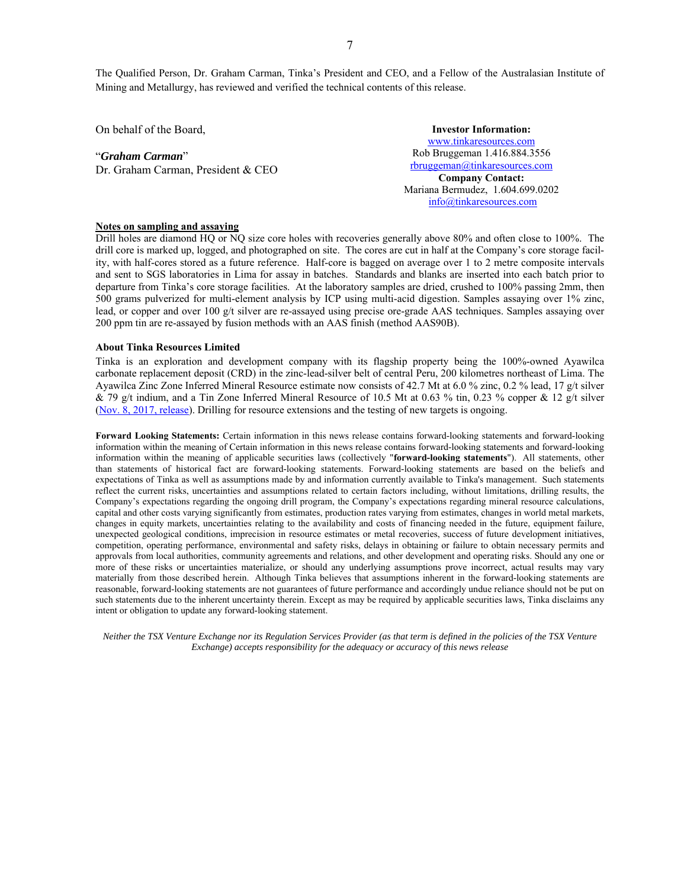The Qualified Person, Dr. Graham Carman, Tinka's President and CEO, and a Fellow of the Australasian Institute of Mining and Metallurgy, has reviewed and verified the technical contents of this release.

On behalf of the Board,

"***Graham Carman***"
Dr. Graham Carman, President & CEO

**Investor Information:**
www.tinkaresources.com
Rob Bruggeman 1.416.884.3556
rbruggeman@tinkaresources.com
**Company Contact:**
Mariana Bermudez, 1.604.699.0202
info@tinkaresources.com

**Notes on sampling and assaying**

Drill holes are diamond HQ or NQ size core holes with recoveries generally above 80% and often close to 100%. The drill core is marked up, logged, and photographed on site. The cores are cut in half at the Company's core storage facility, with half-cores stored as a future reference. Half-core is bagged on average over 1 to 2 metre composite intervals and sent to SGS laboratories in Lima for assay in batches. Standards and blanks are inserted into each batch prior to departure from Tinka's core storage facilities. At the laboratory samples are dried, crushed to 100% passing 2mm, then 500 grams pulverized for multi-element analysis by ICP using multi-acid digestion. Samples assaying over 1% zinc, lead, or copper and over 100 g/t silver are re-assayed using precise ore-grade AAS techniques. Samples assaying over 200 ppm tin are re-assayed by fusion methods with an AAS finish (method AAS90B).

**About Tinka Resources Limited**

Tinka is an exploration and development company with its flagship property being the 100%-owned Ayawilca carbonate replacement deposit (CRD) in the zinc-lead-silver belt of central Peru, 200 kilometres northeast of Lima. The Ayawilca Zinc Zone Inferred Mineral Resource estimate now consists of 42.7 Mt at 6.0 % zinc, 0.2 % lead, 17 g/t silver & 79 g/t indium, and a Tin Zone Inferred Mineral Resource of 10.5 Mt at 0.63 % tin, 0.23 % copper & 12 g/t silver (Nov. 8, 2017, release). Drilling for resource extensions and the testing of new targets is ongoing.

**Forward Looking Statements:** Certain information in this news release contains forward-looking statements and forward-looking information within the meaning of Certain information in this news release contains forward-looking statements and forward-looking information within the meaning of applicable securities laws (collectively "**forward-looking statements**"). All statements, other than statements of historical fact are forward-looking statements. Forward-looking statements are based on the beliefs and expectations of Tinka as well as assumptions made by and information currently available to Tinka's management. Such statements reflect the current risks, uncertainties and assumptions related to certain factors including, without limitations, drilling results, the Company's expectations regarding the ongoing drill program, the Company's expectations regarding mineral resource calculations, capital and other costs varying significantly from estimates, production rates varying from estimates, changes in world metal markets, changes in equity markets, uncertainties relating to the availability and costs of financing needed in the future, equipment failure, unexpected geological conditions, imprecision in resource estimates or metal recoveries, success of future development initiatives, competition, operating performance, environmental and safety risks, delays in obtaining or failure to obtain necessary permits and approvals from local authorities, community agreements and relations, and other development and operating risks. Should any one or more of these risks or uncertainties materialize, or should any underlying assumptions prove incorrect, actual results may vary materially from those described herein. Although Tinka believes that assumptions inherent in the forward-looking statements are reasonable, forward-looking statements are not guarantees of future performance and accordingly undue reliance should not be put on such statements due to the inherent uncertainty therein. Except as may be required by applicable securities laws, Tinka disclaims any intent or obligation to update any forward-looking statement.

*Neither the TSX Venture Exchange nor its Regulation Services Provider (as that term is defined in the policies of the TSX Venture Exchange) accepts responsibility for the adequacy or accuracy of this news release*